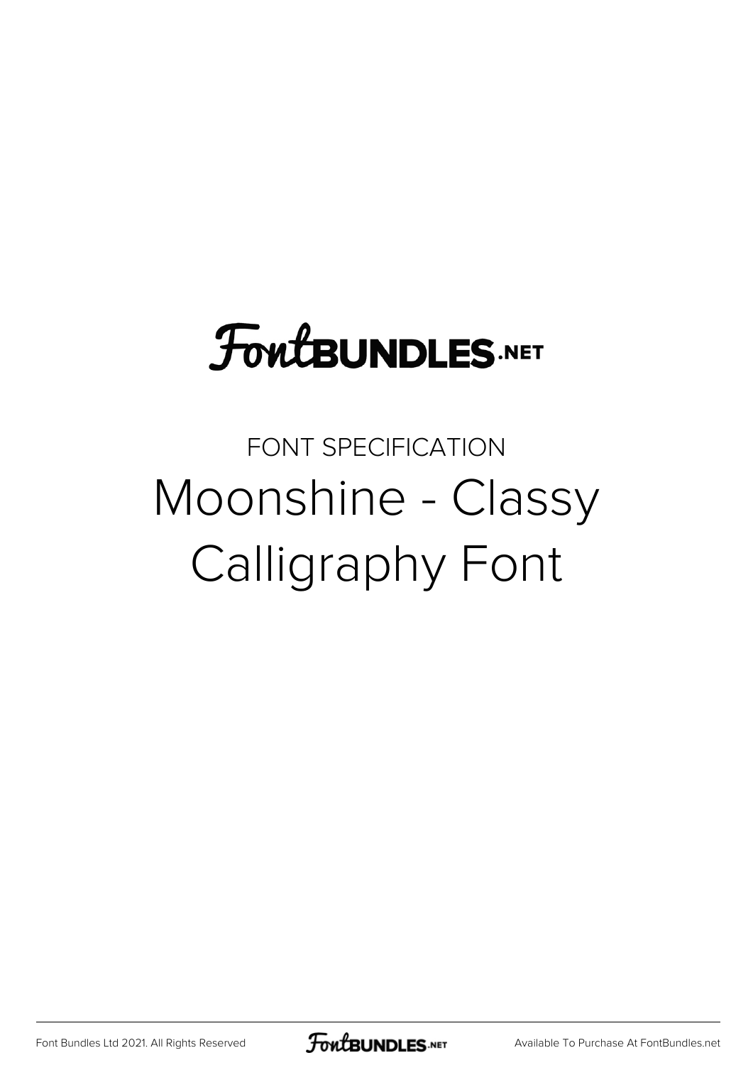FontBUNDLES.NET

FONT SPECIFICATION

# Moonshine - Classy Calligraphy Font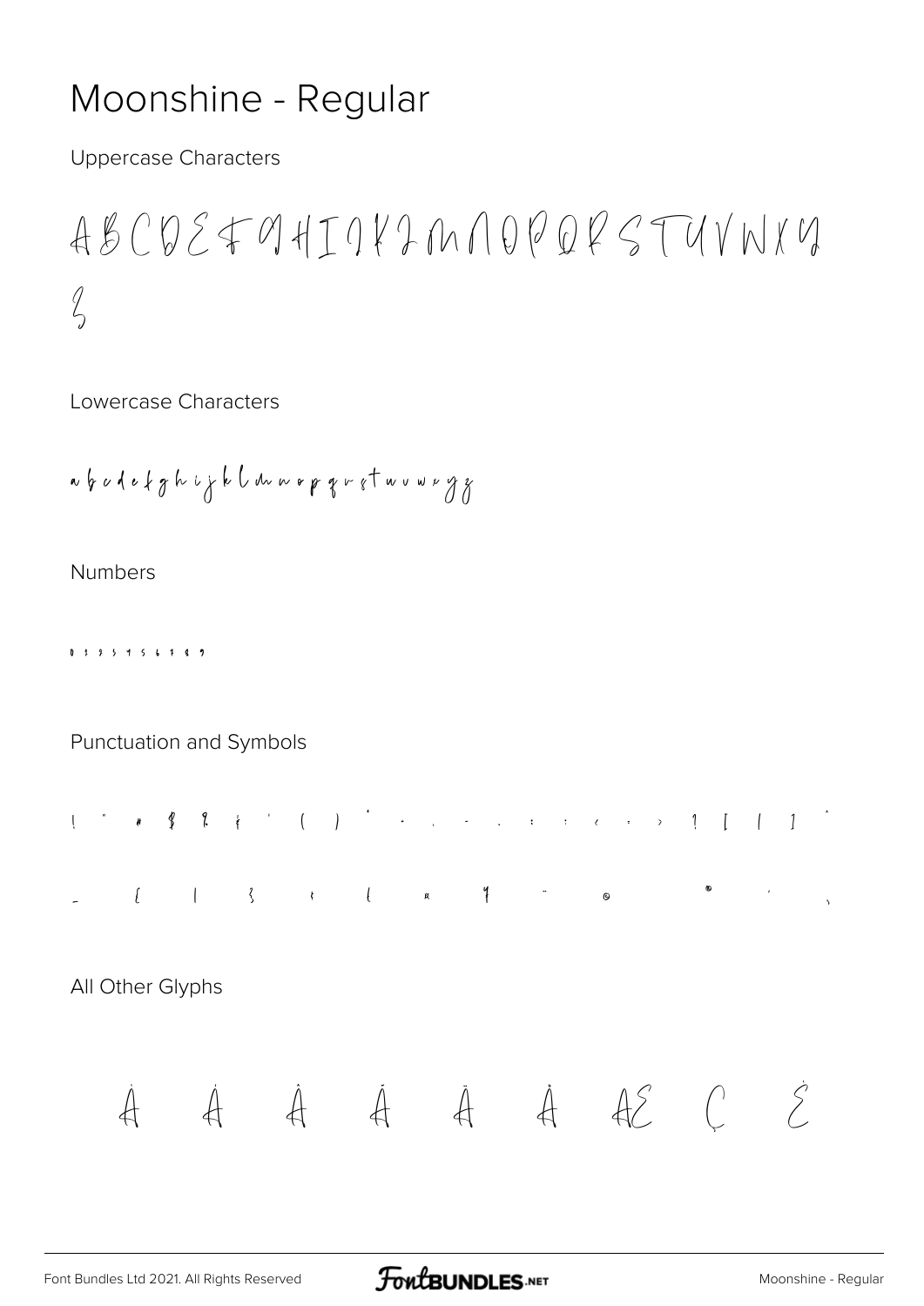# Moonshine - Regular

Uppercase Characters

A B C D E F G H I J K L M N O P Q R S T U V W X Y Z

Lowercase Characters

a b c d e f g h i j k l m n o p q r s t u v w x y z

Numbers

0 1 2 3 4 5 6 7 8 9

Punctuation and Symbols

! " # $ % & ' ( ) * + , - . : ; < = > ? [ \ ] ^ _ { | } ¢ £ ¤ ¥ ¨ © ® ´ ¸

All Other Glyphs

À Á Â Ã Ä Å Æ Ç È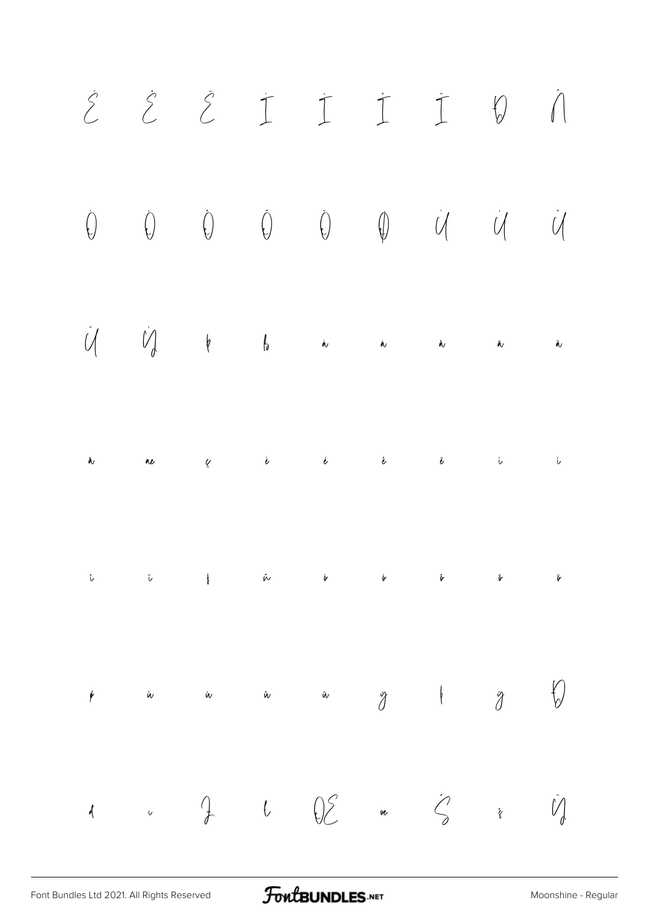È É Ê Ë Ì Í Î Ï Ð Ñ

Ò Ó Ô Õ Ö Ø Ù Ú Û

Ü Ý Þ ß à á â ã ä

å æ ç è é ê ë ì í

î ï ð ñ ò ó ô õ ö

ø ù ú û ü ý þ ÿ Đ

đ ı Ĳ ł Œ œ Ś ś Ÿ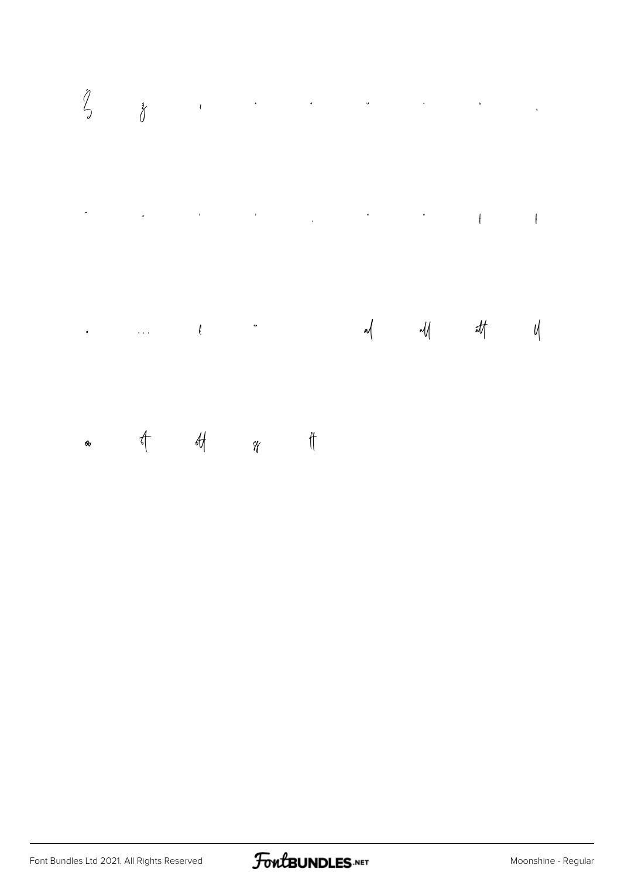Ž ž ı ˆ ˇ ˘ ˙ ˚ ˛

˜ ˝ ' ' ‚ " " † ‡

• … ‰ ™ al all att ll

oo ft off ss tt